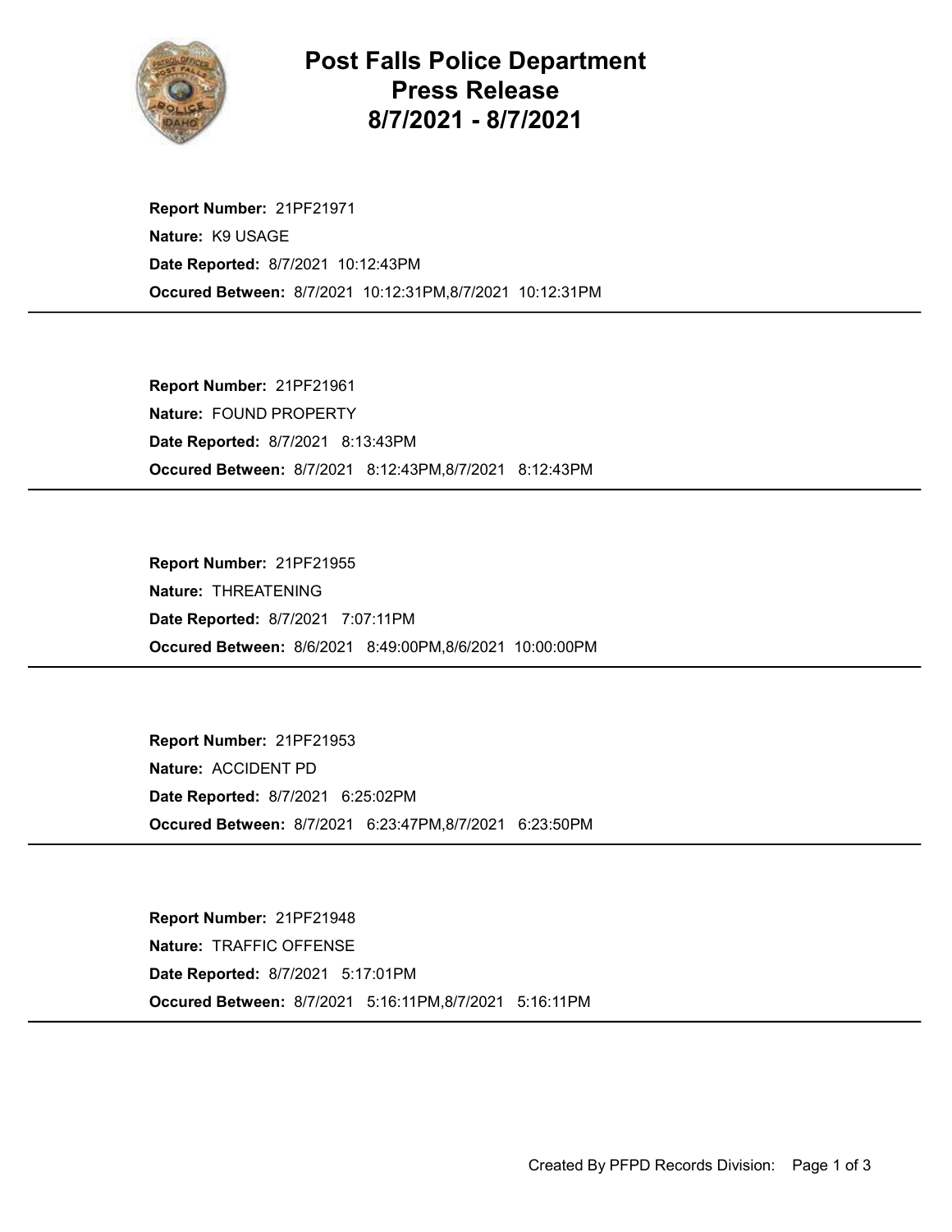# Post Falls Police Department
# Press Release
# 8/7/2021 - 8/7/2021

**Report Number:** 21PF21971
**Nature:** K9 USAGE
**Date Reported:** 8/7/2021 10:12:43PM
**Occured Between:** 8/7/2021 10:12:31PM,8/7/2021 10:12:31PM

---

**Report Number:** 21PF21961
**Nature:** FOUND PROPERTY
**Date Reported:** 8/7/2021 8:13:43PM
**Occured Between:** 8/7/2021 8:12:43PM,8/7/2021 8:12:43PM

---

**Report Number:** 21PF21955
**Nature:** THREATENING
**Date Reported:** 8/7/2021 7:07:11PM
**Occured Between:** 8/6/2021 8:49:00PM,8/6/2021 10:00:00PM

---

**Report Number:** 21PF21953
**Nature:** ACCIDENT PD
**Date Reported:** 8/7/2021 6:25:02PM
**Occured Between:** 8/7/2021 6:23:47PM,8/7/2021 6:23:50PM

---

**Report Number:** 21PF21948
**Nature:** TRAFFIC OFFENSE
**Date Reported:** 8/7/2021 5:17:01PM
**Occured Between:** 8/7/2021 5:16:11PM,8/7/2021 5:16:11PM

---

Created By PFPD Records Division: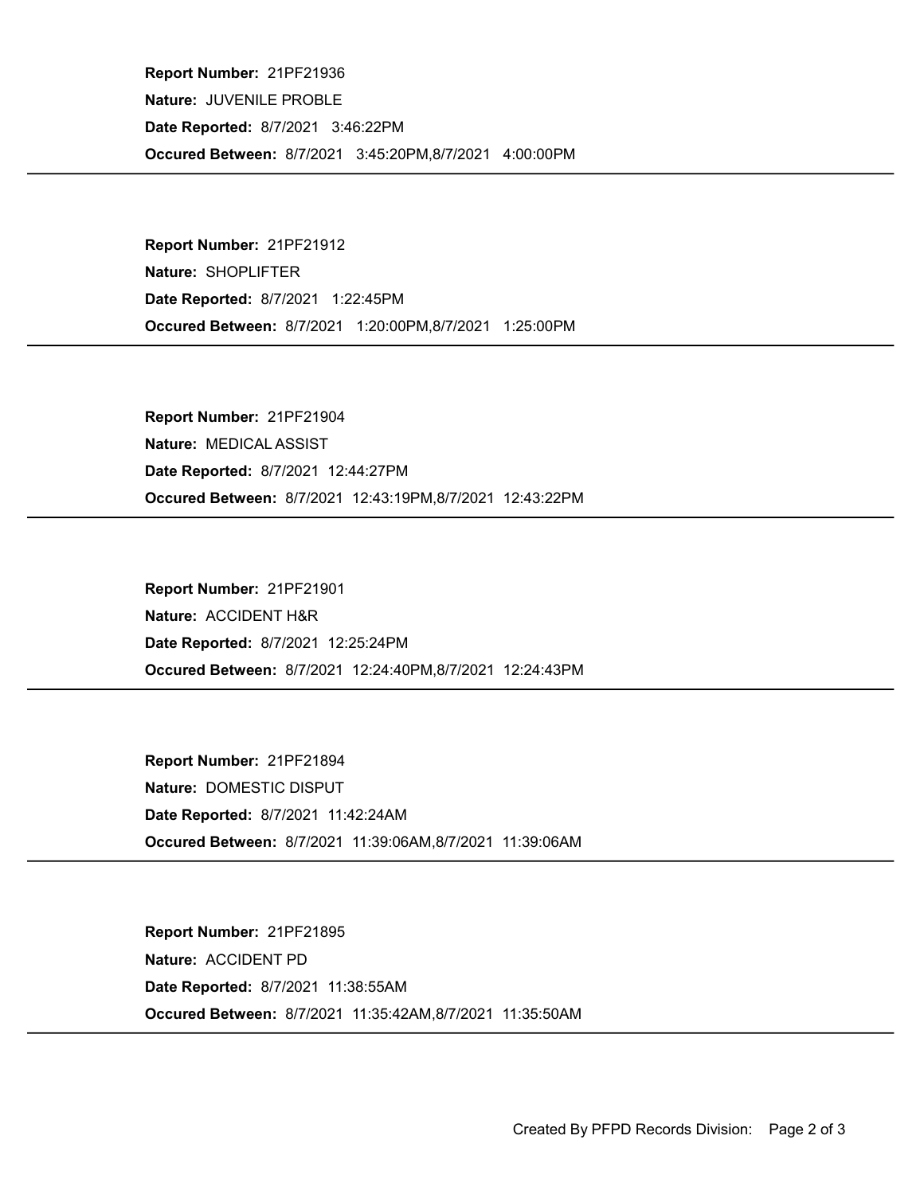**Report Number:** 21PF21936

**Nature:** JUVENILE PROBLE

**Date Reported:** 8/7/2021 3:46:22PM

**Occured Between:** 8/7/2021 3:45:20PM,8/7/2021 4:00:00PM

---

**Report Number:** 21PF21912

**Nature:** SHOPLIFTER

**Date Reported:** 8/7/2021 1:22:45PM

**Occured Between:** 8/7/2021 1:20:00PM,8/7/2021 1:25:00PM

---

**Report Number:** 21PF21904

**Nature:** MEDICAL ASSIST

**Date Reported:** 8/7/2021 12:44:27PM

**Occured Between:** 8/7/2021 12:43:19PM,8/7/2021 12:43:22PM

---

**Report Number:** 21PF21901

**Nature:** ACCIDENT H&R

**Date Reported:** 8/7/2021 12:25:24PM

**Occured Between:** 8/7/2021 12:24:40PM,8/7/2021 12:24:43PM

---

**Report Number:** 21PF21894

**Nature:** DOMESTIC DISPUT

**Date Reported:** 8/7/2021 11:42:24AM

**Occured Between:** 8/7/2021 11:39:06AM,8/7/2021 11:39:06AM

---

**Report Number:** 21PF21895

**Nature:** ACCIDENT PD

**Date Reported:** 8/7/2021 11:38:55AM

**Occured Between:** 8/7/2021 11:35:42AM,8/7/2021 11:35:50AM

---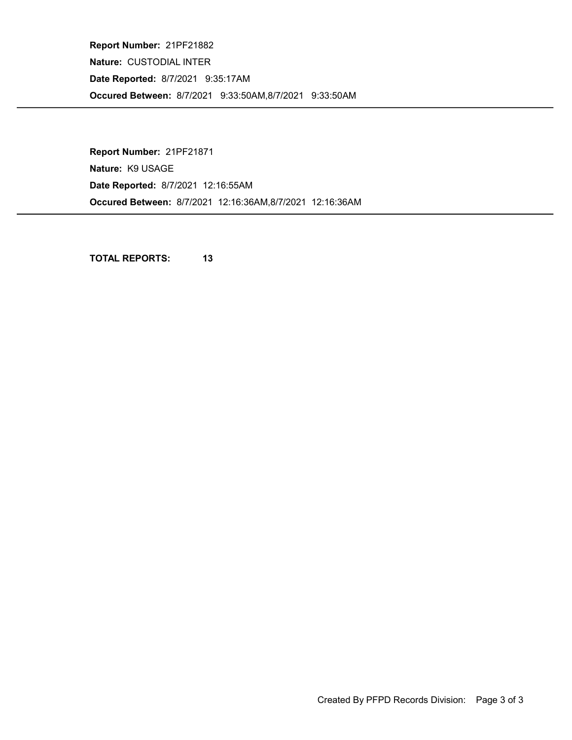**Report Number:** 21PF21882

**Nature:** CUSTODIAL INTER

**Date Reported:** 8/7/2021 9:35:17AM

**Occured Between:** 8/7/2021 9:33:50AM,8/7/2021 9:33:50AM

---

**Report Number:** 21PF21871

**Nature:** K9 USAGE

**Date Reported:** 8/7/2021 12:16:55AM

**Occured Between:** 8/7/2021 12:16:36AM,8/7/2021 12:16:36AM

---

**TOTAL REPORTS:** **13**